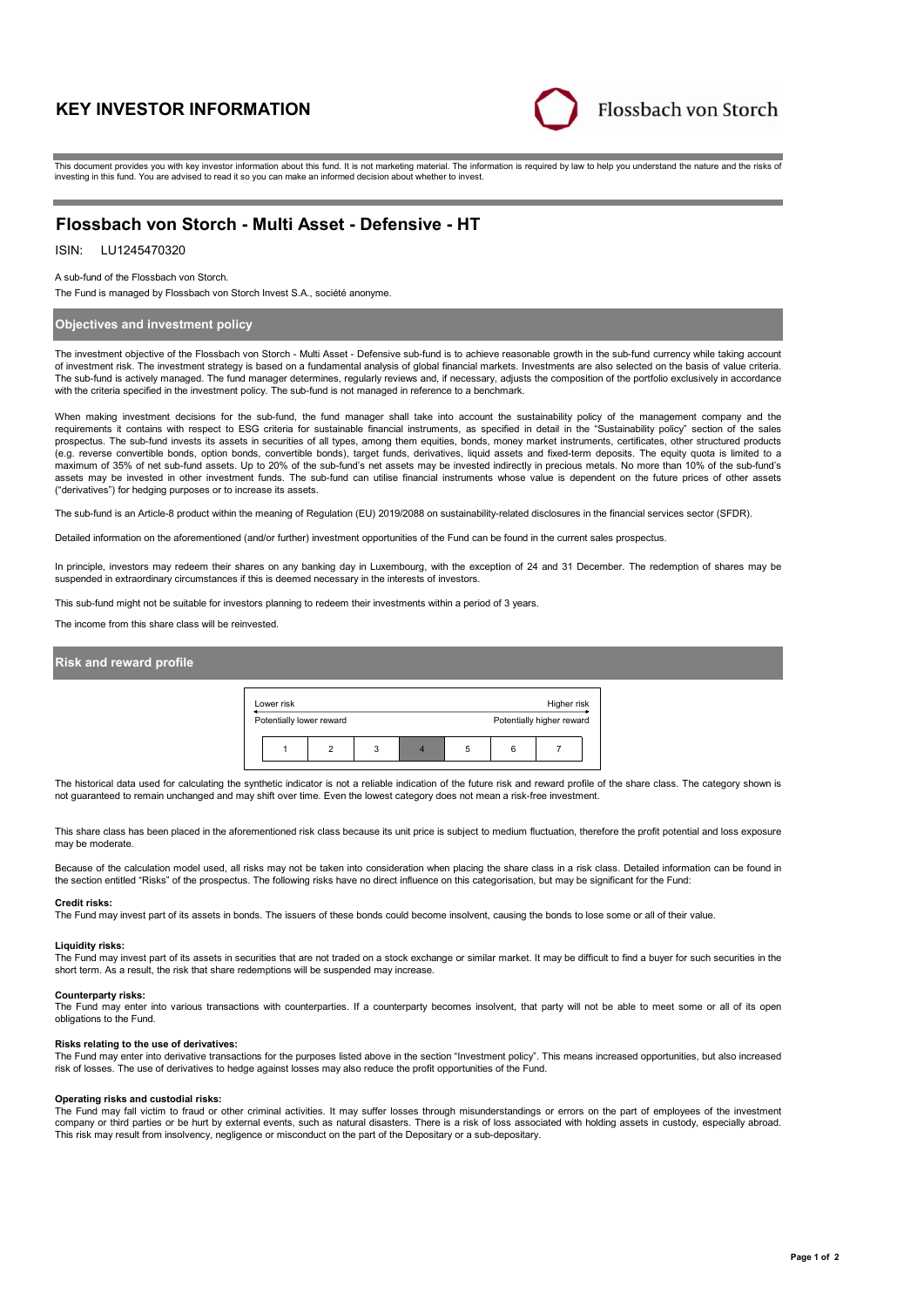# KEY INVESTOR INFORMATION

Flossbach von Storch

This document provides you with key investor information about this fund. It is not marketing material. The information is required by law to help you understand the nature and the risks of investing in this fund. You are advised to read it so you can make an informed decision about whether to invest.

## Flossbach von Storch - Multi Asset - Defensive - HT

ISIN: LU1245470320

A sub-fund of the Flossbach von Storch.

The Fund is managed by Flossbach von Storch Invest S.A., société anonyme.

### Objectives and investment policy

The investment objective of the Flossbach von Storch - Multi Asset - Defensive sub-fund is to achieve reasonable growth in the sub-fund currency while taking account of investment risk. The investment strategy is based on a fundamental analysis of global financial markets. Investments are also selected on the basis of value criteria. The sub-fund is actively managed. The fund manager determines, regularly reviews and, if necessary, adjusts the composition of the portfolio exclusively in accordance with the criteria specified in the investment policy. The sub-fund is not managed in reference to a benchmark.

When making investment decisions for the sub-fund, the fund manager shall take into account the sustainability policy of the management company and the requirements it contains with respect to ESG criteria for sustainable financial instruments, as specified in detail in the "Sustainability policy" section of the sales prospectus. The sub-fund invests its assets in securities of all types, among them equities, bonds, money market instruments, certificates, other structured products (e.g. reverse convertible bonds, option bonds, convertible bonds), target funds, derivatives, liquid assets and fixed-term deposits. The equity quota is limited to a maximum of 35% of net sub-fund assets. Up to 20% of the sub-fund's net assets may be invested indirectly in precious metals. No more than 10% of the sub-fund's assets may be invested in other investment funds. The sub-fund can utilise financial instruments whose value is dependent on the future prices of other assets ("derivatives") for hedging purposes or to increase its assets.

The sub-fund is an Article-8 product within the meaning of Regulation (EU) 2019/2088 on sustainability-related disclosures in the financial services sector (SFDR).

Detailed information on the aforementioned (and/or further) investment opportunities of the Fund can be found in the current sales prospectus.

In principle, investors may redeem their shares on any banking day in Luxembourg, with the exception of 24 and 31 December. The redemption of shares may be suspended in extraordinary circumstances if this is deemed necessary in the interests of investors.

This sub-fund might not be suitable for investors planning to redeem their investments within a period of 3 years.

The income from this share class will be reinvested.

### Risk and reward profile

| Lower risk | | | | | | Higher risk |
|---|---|---|---|---|---|---|
| Potentially lower reward | | | | | | Potentially higher reward |
| 1 | 2 | 3 | **4** | 5 | 6 | 7 |

The historical data used for calculating the synthetic indicator is not a reliable indication of the future risk and reward profile of the share class. The category shown is not guaranteed to remain unchanged and may shift over time. Even the lowest category does not mean a risk-free investment.

This share class has been placed in the aforementioned risk class because its unit price is subject to medium fluctuation, therefore the profit potential and loss exposure may be moderate.

Because of the calculation model used, all risks may not be taken into consideration when placing the share class in a risk class. Detailed information can be found in the section entitled "Risks" of the prospectus. The following risks have no direct influence on this categorisation, but may be significant for the Fund:

**Credit risks:**
The Fund may invest part of its assets in bonds. The issuers of these bonds could become insolvent, causing the bonds to lose some or all of their value.

**Liquidity risks:**
The Fund may invest part of its assets in securities that are not traded on a stock exchange or similar market. It may be difficult to find a buyer for such securities in the short term. As a result, the risk that share redemptions will be suspended may increase.

**Counterparty risks:**
The Fund may enter into various transactions with counterparties. If a counterparty becomes insolvent, that party will not be able to meet some or all of its open obligations to the Fund.

**Risks relating to the use of derivatives:**
The Fund may enter into derivative transactions for the purposes listed above in the section "Investment policy". This means increased opportunities, but also increased risk of losses. The use of derivatives to hedge against losses may also reduce the profit opportunities of the Fund.

**Operating risks and custodial risks:**
The Fund may fall victim to fraud or other criminal activities. It may suffer losses through misunderstandings or errors on the part of employees of the investment company or third parties or be hurt by external events, such as natural disasters. There is a risk of loss associated with holding assets in custody, especially abroad. This risk may result from insolvency, negligence or misconduct on the part of the Depositary or a sub-depositary.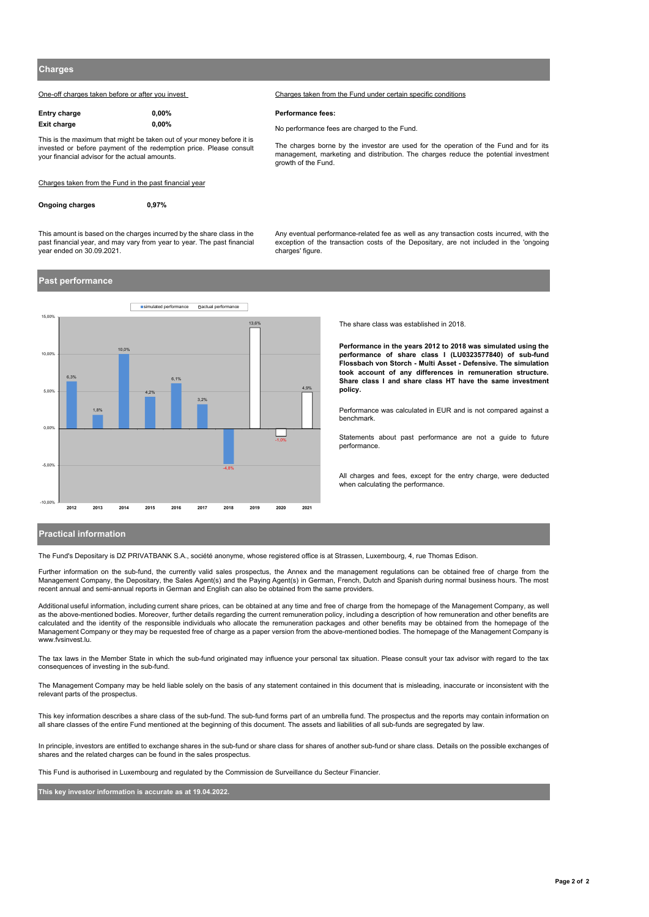## Charges

One-off charges taken before or after you invest

| | |
|---|---|
| **Entry charge** | **0,00%** |
| **Exit charge** | **0,00%** |

This is the maximum that might be taken out of your money before it is invested or before payment of the redemption price. Please consult your financial advisor for the actual amounts.

Charges taken from the Fund in the past financial year

| | |
|---|---|
| **Ongoing charges** | **0,97%** |

This amount is based on the charges incurred by the share class in the past financial year, and may vary from year to year. The past financial year ended on 30.09.2021.

Charges taken from the Fund under certain specific conditions

**Performance fees:**

No performance fees are charged to the Fund.

The charges borne by the investor are used for the operation of the Fund and for its management, marketing and distribution. The charges reduce the potential investment growth of the Fund.

Any eventual performance-related fee as well as any transaction costs incurred, with the exception of the transaction costs of the Depositary, are not included in the 'ongoing charges' figure.

## Past performance

simulated performance
actual performance

15,00%
10,00%
5,00%
0,00%
-5,00%
-10,00%

6,3% 1,8% 10,0% 4,2% 6,1% 3,2% -4,8% 13,6% -1,0% 4,9%

2012 2013 2014 2015 2016 2017 2018 2019 2020 2021

The share class was established in 2018.

**Performance in the years 2012 to 2018 was simulated using the performance of share class I (LU0323577840) of sub-fund Flossbach von Storch - Multi Asset - Defensive. The simulation took account of any differences in remuneration structure. Share class I and share class HT have the same investment policy.**

Performance was calculated in EUR and is not compared against a benchmark.

Statements about past performance are not a guide to future performance.

All charges and fees, except for the entry charge, were deducted when calculating the performance.

## Practical information

The Fund's Depositary is DZ PRIVATBANK S.A., société anonyme, whose registered office is at Strassen, Luxembourg, 4, rue Thomas Edison.

Further information on the sub-fund, the currently valid sales prospectus, the Annex and the management regulations can be obtained free of charge from the Management Company, the Depositary, the Sales Agent(s) and the Paying Agent(s) in German, French, Dutch and Spanish during normal business hours. The most recent annual and semi-annual reports in German and English can also be obtained from the same providers.

Additional useful information, including current share prices, can be obtained at any time and free of charge from the homepage of the Management Company, as well as the above-mentioned bodies. Moreover, further details regarding the current remuneration policy, including a description of how remuneration and other benefits are calculated and the identity of the responsible individuals who allocate the remuneration packages and other benefits may be obtained from the homepage of the Management Company or they may be requested free of charge as a paper version from the above-mentioned bodies. The homepage of the Management Company is www.fvsinvest.lu.

The tax laws in the Member State in which the sub-fund originated may influence your personal tax situation. Please consult your tax advisor with regard to the tax consequences of investing in the sub-fund.

The Management Company may be held liable solely on the basis of any statement contained in this document that is misleading, inaccurate or inconsistent with the relevant parts of the prospectus.

This key information describes a share class of the sub-fund. The sub-fund forms part of an umbrella fund. The prospectus and the reports may contain information on all share classes of the entire Fund mentioned at the beginning of this document. The assets and liabilities of all sub-funds are segregated by law.

In principle, investors are entitled to exchange shares in the sub-fund or share class for shares of another sub-fund or share class. Details on the possible exchanges of shares and the related charges can be found in the sales prospectus.

This Fund is authorised in Luxembourg and regulated by the Commission de Surveillance du Secteur Financier.

**This key investor information is accurate as at 19.04.2022.**